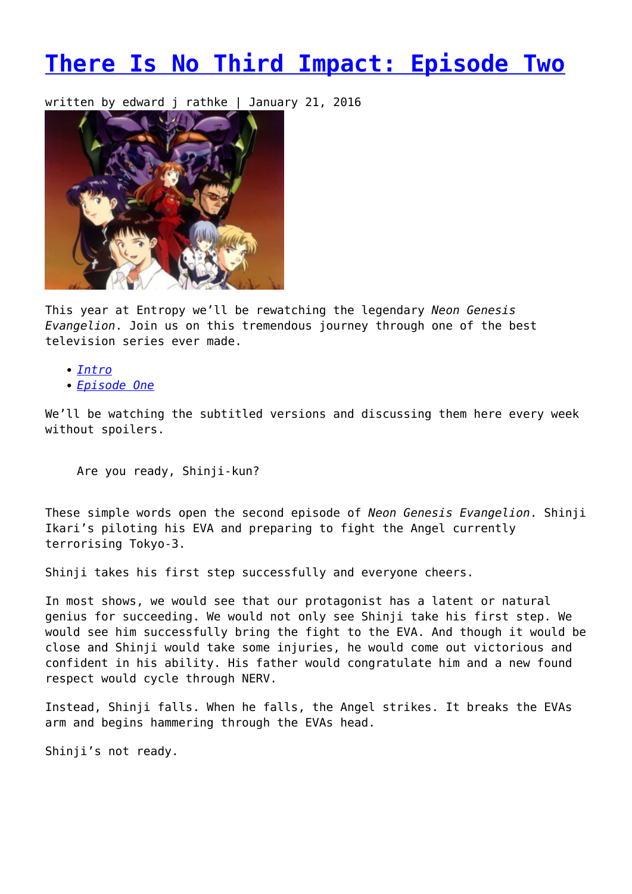# [There Is No Third Impact: Episode Two]

written by edward j rathke | January 21, 2016

This year at Entropy we'll be rewatching the legendary *Neon Genesis Evangelion*. Join us on this tremendous journey through one of the best television series ever made.

- *Intro*
- *Episode One*

We'll be watching the subtitled versions and discussing them here every week without spoilers.

> Are you ready, Shinji-kun?

These simple words open the second episode of *Neon Genesis Evangelion*. Shinji Ikari's piloting his EVA and preparing to fight the Angel currently terrorising Tokyo-3.

Shinji takes his first step successfully and everyone cheers.

In most shows, we would see that our protagonist has a latent or natural genius for succeeding. We would not only see Shinji take his first step. We would see him successfully bring the fight to the EVA. And though it would be close and Shinji would take some injuries, he would come out victorious and confident in his ability. His father would congratulate him and a new found respect would cycle through NERV.

Instead, Shinji falls. When he falls, the Angel strikes. It breaks the EVAs arm and begins hammering through the EVAs head.

Shinji's not ready.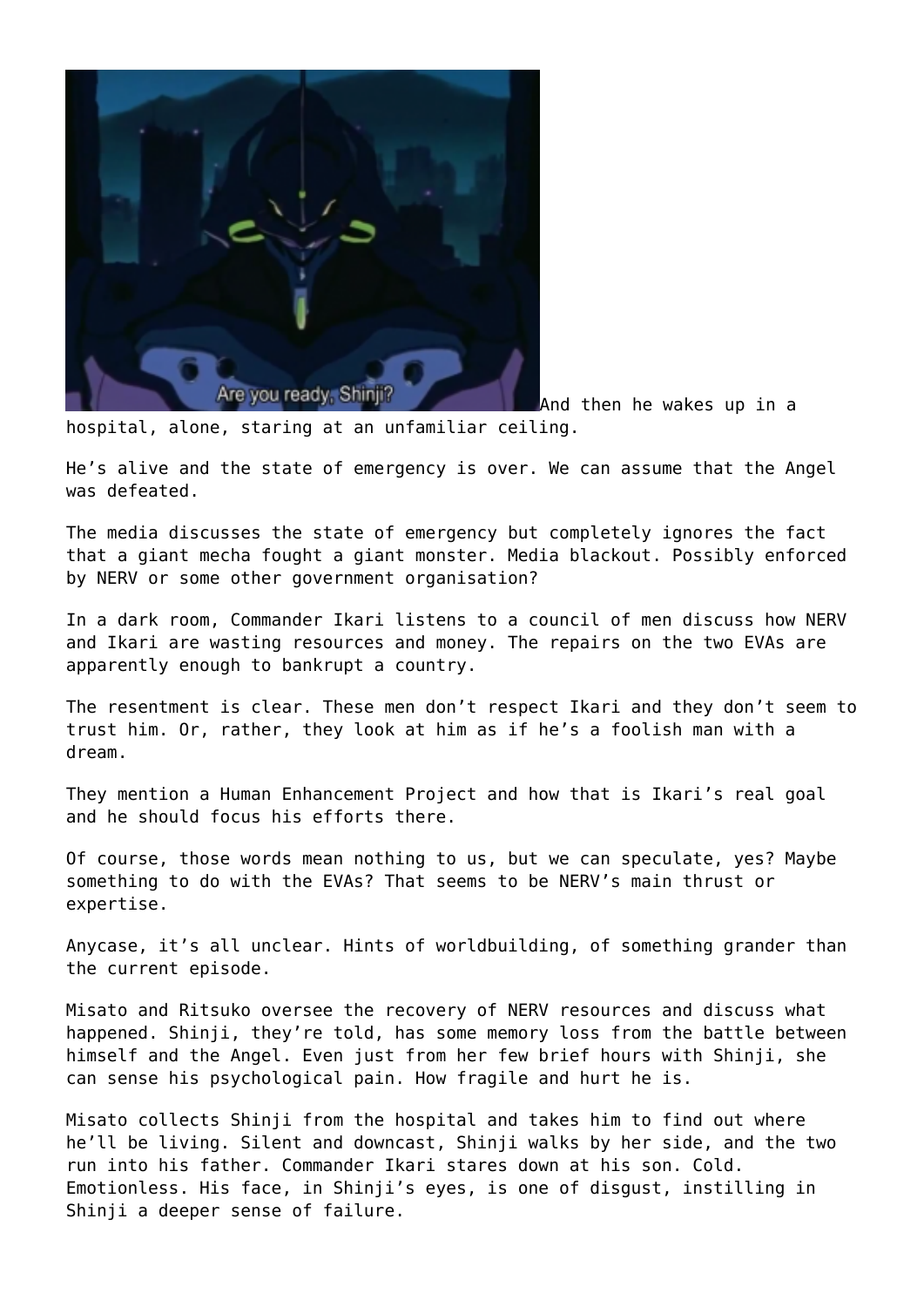And then he wakes up in a hospital, alone, staring at an unfamiliar ceiling.

He's alive and the state of emergency is over. We can assume that the Angel was defeated.

The media discusses the state of emergency but completely ignores the fact that a giant mecha fought a giant monster. Media blackout. Possibly enforced by NERV or some other government organisation?

In a dark room, Commander Ikari listens to a council of men discuss how NERV and Ikari are wasting resources and money. The repairs on the two EVAs are apparently enough to bankrupt a country.

The resentment is clear. These men don't respect Ikari and they don't seem to trust him. Or, rather, they look at him as if he's a foolish man with a dream.

They mention a Human Enhancement Project and how that is Ikari's real goal and he should focus his efforts there.

Of course, those words mean nothing to us, but we can speculate, yes? Maybe something to do with the EVAs? That seems to be NERV's main thrust or expertise.

Anycase, it's all unclear. Hints of worldbuilding, of something grander than the current episode.

Misato and Ritsuko oversee the recovery of NERV resources and discuss what happened. Shinji, they're told, has some memory loss from the battle between himself and the Angel. Even just from her few brief hours with Shinji, she can sense his psychological pain. How fragile and hurt he is.

Misato collects Shinji from the hospital and takes him to find out where he'll be living. Silent and downcast, Shinji walks by her side, and the two run into his father. Commander Ikari stares down at his son. Cold. Emotionless. His face, in Shinji's eyes, is one of disgust, instilling in Shinji a deeper sense of failure.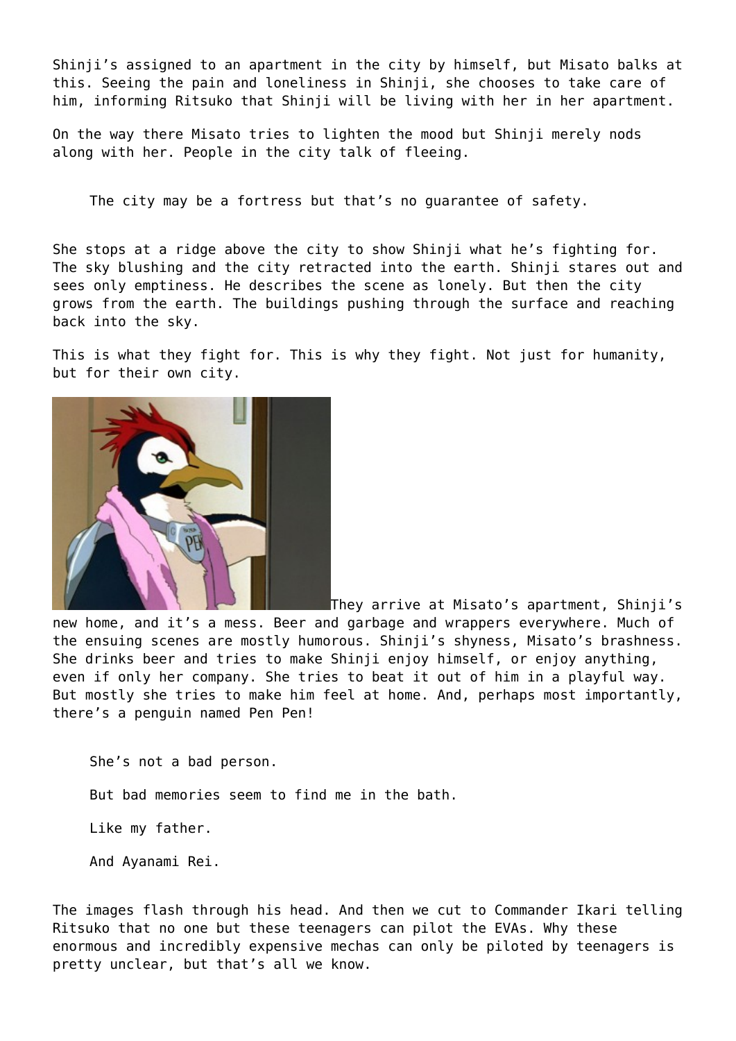Shinji's assigned to an apartment in the city by himself, but Misato balks at this. Seeing the pain and loneliness in Shinji, she chooses to take care of him, informing Ritsuko that Shinji will be living with her in her apartment.

On the way there Misato tries to lighten the mood but Shinji merely nods along with her. People in the city talk of fleeing.

> The city may be a fortress but that's no guarantee of safety.

She stops at a ridge above the city to show Shinji what he's fighting for. The sky blushing and the city retracted into the earth. Shinji stares out and sees only emptiness. He describes the scene as lonely. But then the city grows from the earth. The buildings pushing through the surface and reaching back into the sky.

This is what they fight for. This is why they fight. Not just for humanity, but for their own city.

They arrive at Misato's apartment, Shinji's new home, and it's a mess. Beer and garbage and wrappers everywhere. Much of the ensuing scenes are mostly humorous. Shinji's shyness, Misato's brashness. She drinks beer and tries to make Shinji enjoy himself, or enjoy anything, even if only her company. She tries to beat it out of him in a playful way. But mostly she tries to make him feel at home. And, perhaps most importantly, there's a penguin named Pen Pen!

> She's not a bad person.
>
> But bad memories seem to find me in the bath.
>
> Like my father.
>
> And Ayanami Rei.

The images flash through his head. And then we cut to Commander Ikari telling Ritsuko that no one but these teenagers can pilot the EVAs. Why these enormous and incredibly expensive mechas can only be piloted by teenagers is pretty unclear, but that's all we know.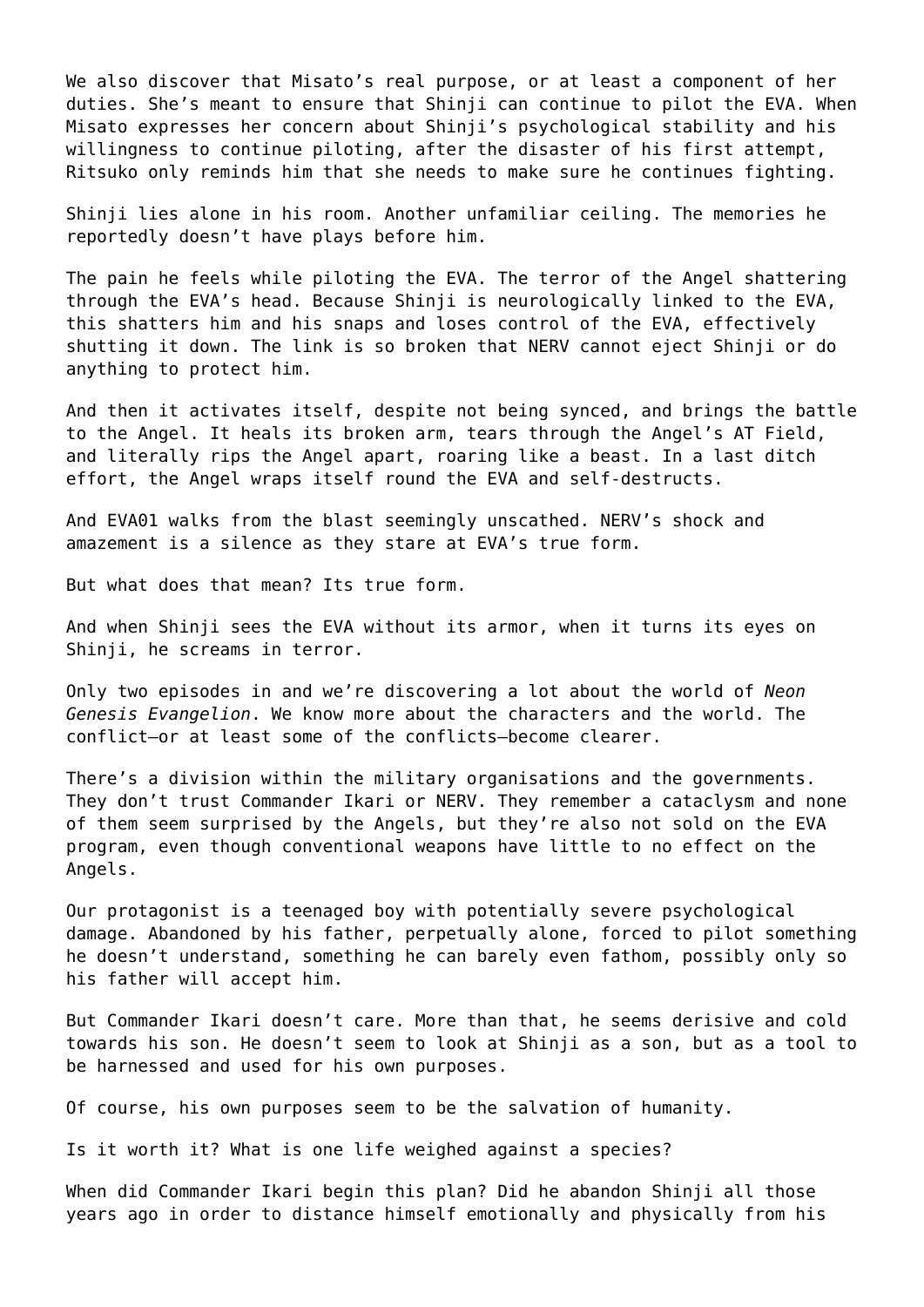We also discover that Misato's real purpose, or at least a component of her duties. She's meant to ensure that Shinji can continue to pilot the EVA. When Misato expresses her concern about Shinji's psychological stability and his willingness to continue piloting, after the disaster of his first attempt, Ritsuko only reminds him that she needs to make sure he continues fighting.

Shinji lies alone in his room. Another unfamiliar ceiling. The memories he reportedly doesn't have plays before him.

The pain he feels while piloting the EVA. The terror of the Angel shattering through the EVA's head. Because Shinji is neurologically linked to the EVA, this shatters him and his snaps and loses control of the EVA, effectively shutting it down. The link is so broken that NERV cannot eject Shinji or do anything to protect him.

And then it activates itself, despite not being synced, and brings the battle to the Angel. It heals its broken arm, tears through the Angel's AT Field, and literally rips the Angel apart, roaring like a beast. In a last ditch effort, the Angel wraps itself round the EVA and self-destructs.

And EVA01 walks from the blast seemingly unscathed. NERV's shock and amazement is a silence as they stare at EVA's true form.

But what does that mean? Its true form.

And when Shinji sees the EVA without its armor, when it turns its eyes on Shinji, he screams in terror.

Only two episodes in and we're discovering a lot about the world of *Neon Genesis Evangelion*. We know more about the characters and the world. The conflict—or at least some of the conflicts—become clearer.

There's a division within the military organisations and the governments. They don't trust Commander Ikari or NERV. They remember a cataclysm and none of them seem surprised by the Angels, but they're also not sold on the EVA program, even though conventional weapons have little to no effect on the Angels.

Our protagonist is a teenaged boy with potentially severe psychological damage. Abandoned by his father, perpetually alone, forced to pilot something he doesn't understand, something he can barely even fathom, possibly only so his father will accept him.

But Commander Ikari doesn't care. More than that, he seems derisive and cold towards his son. He doesn't seem to look at Shinji as a son, but as a tool to be harnessed and used for his own purposes.

Of course, his own purposes seem to be the salvation of humanity.

Is it worth it? What is one life weighed against a species?

When did Commander Ikari begin this plan? Did he abandon Shinji all those years ago in order to distance himself emotionally and physically from his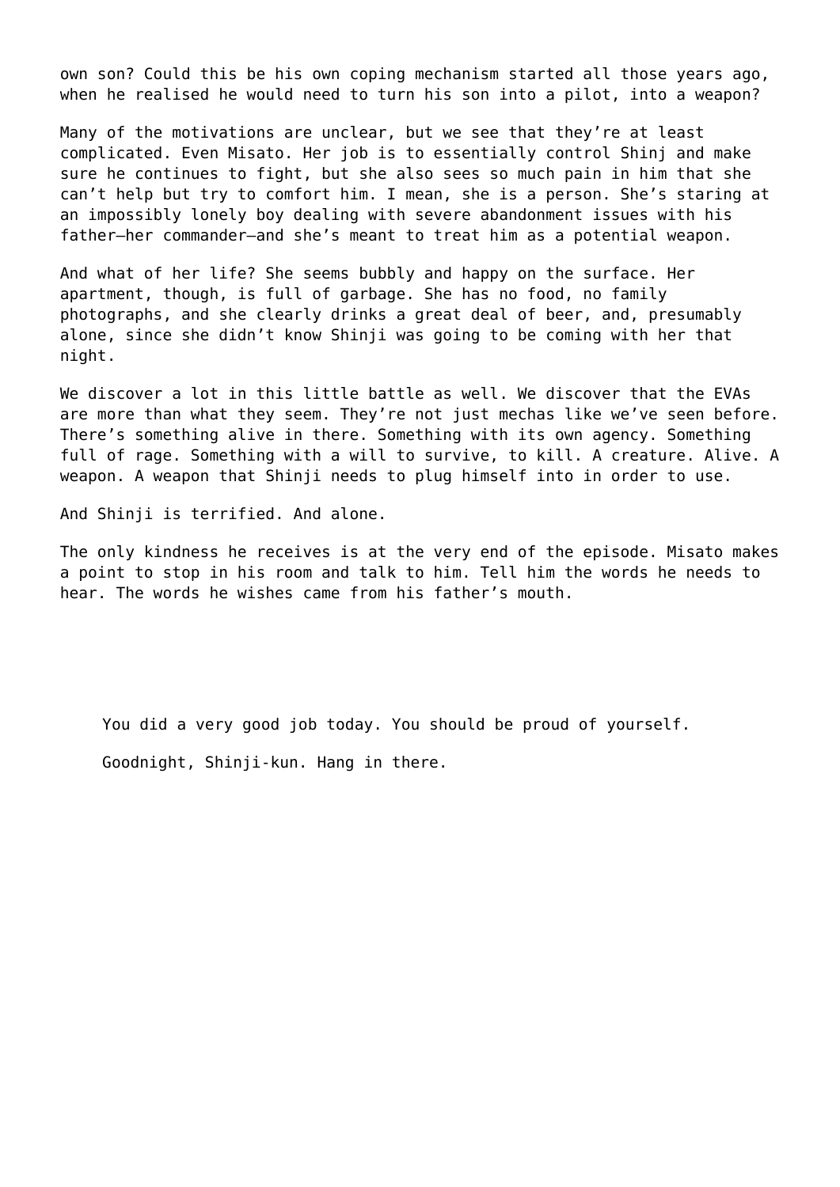own son? Could this be his own coping mechanism started all those years ago, when he realised he would need to turn his son into a pilot, into a weapon?

Many of the motivations are unclear, but we see that they're at least complicated. Even Misato. Her job is to essentially control Shinj and make sure he continues to fight, but she also sees so much pain in him that she can't help but try to comfort him. I mean, she is a person. She's staring at an impossibly lonely boy dealing with severe abandonment issues with his father—her commander—and she's meant to treat him as a potential weapon.

And what of her life? She seems bubbly and happy on the surface. Her apartment, though, is full of garbage. She has no food, no family photographs, and she clearly drinks a great deal of beer, and, presumably alone, since she didn't know Shinji was going to be coming with her that night.

We discover a lot in this little battle as well. We discover that the EVAs are more than what they seem. They're not just mechas like we've seen before. There's something alive in there. Something with its own agency. Something full of rage. Something with a will to survive, to kill. A creature. Alive. A weapon. A weapon that Shinji needs to plug himself into in order to use.

And Shinji is terrified. And alone.

The only kindness he receives is at the very end of the episode. Misato makes a point to stop in his room and talk to him. Tell him the words he needs to hear. The words he wishes came from his father's mouth.

> You did a very good job today. You should be proud of yourself.
>
> Goodnight, Shinji-kun. Hang in there.